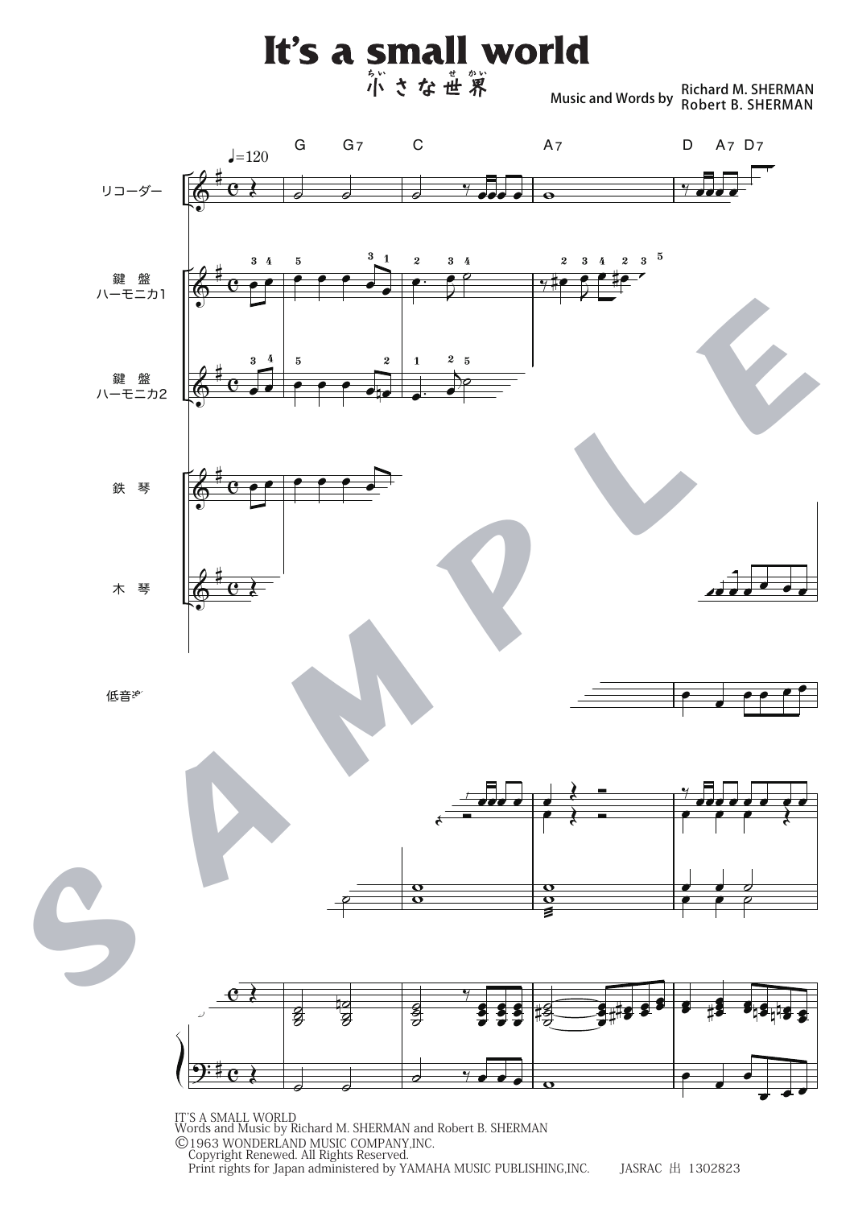# It's a small world

## 小さな世界

Music and Words by Richard M. SHERMAN / Robert B. SHERMAN

IT'S A SMALL WORLD
Words and Music by Richard M. SHERMAN and Robert B. SHERMAN
©1963 WONDERLAND MUSIC COMPANY,INC.
Copyright Renewed. All Rights Reserved.
Print rights for Japan administered by YAMAHA MUSIC PUBLISHING,INC.　　JASRAC 出 1302823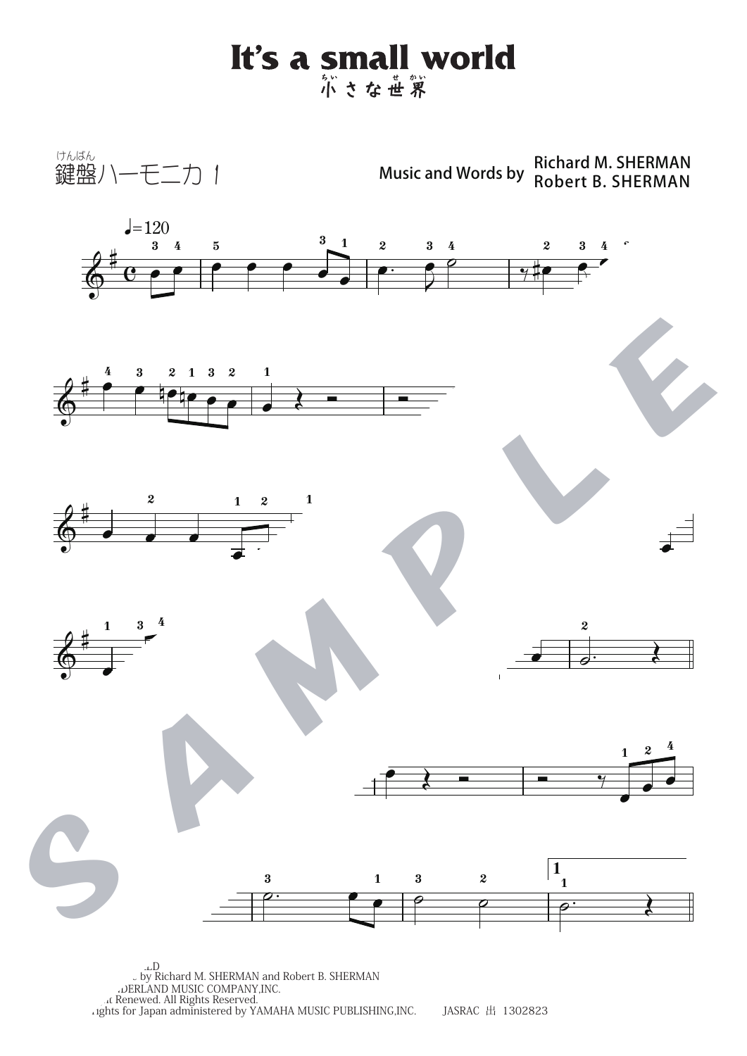# It's a small world

小さな世界

鍵盤ハーモニカ 1

Music and Words by Richard M. SHERMAN
Robert B. SHERMAN

LD
by Richard M. SHERMAN and Robert B. SHERMAN
DERLAND MUSIC COMPANY,INC.
t Renewed. All Rights Reserved.
ights for Japan administered by YAMAHA MUSIC PUBLISHING,INC. JASRAC 出 1302823